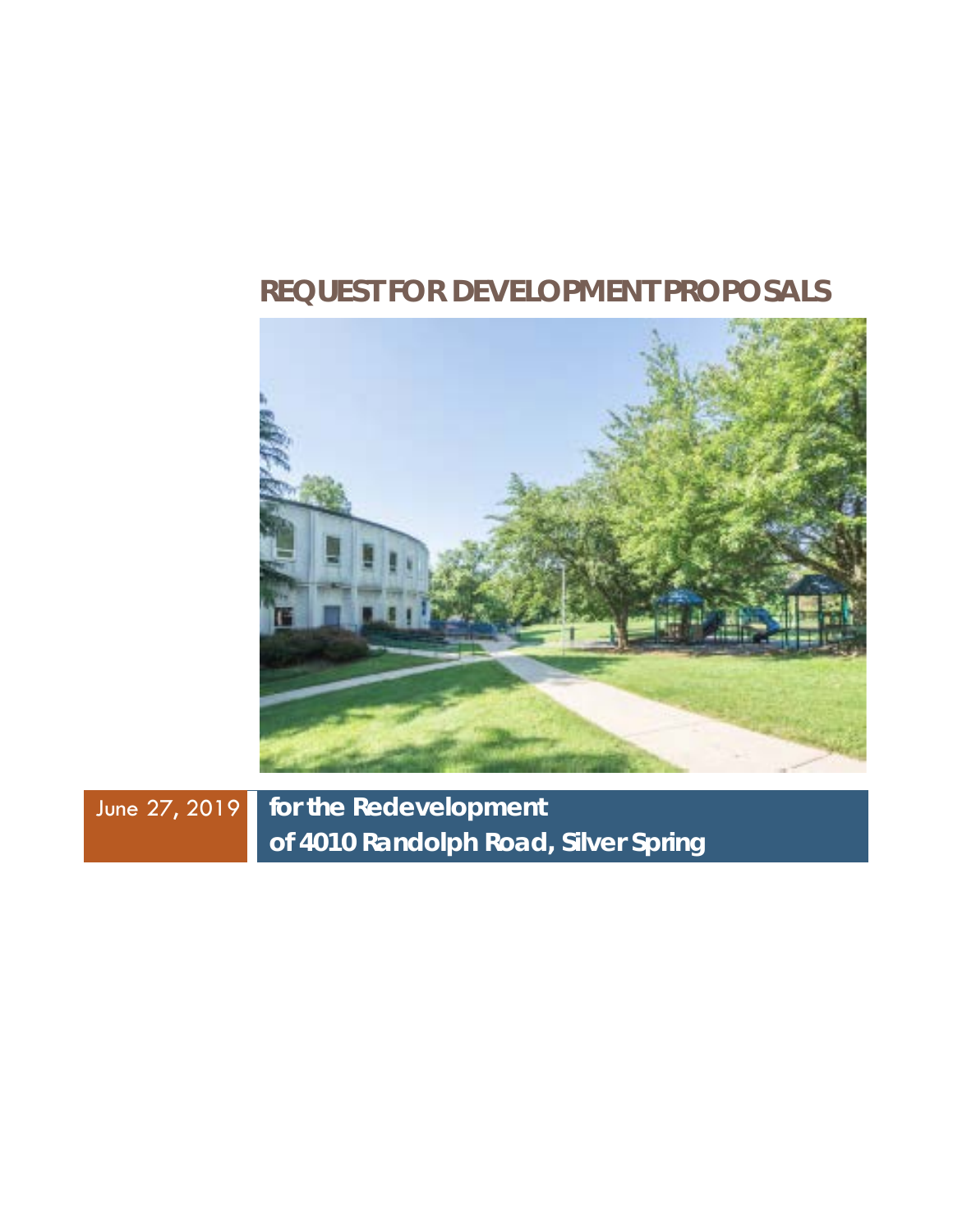# REQUEST FOR DEVELOPMENT PROPOSALS

June 27, 2019

**for the Redevelopment of 4010 Randolph Road, Silver Spring**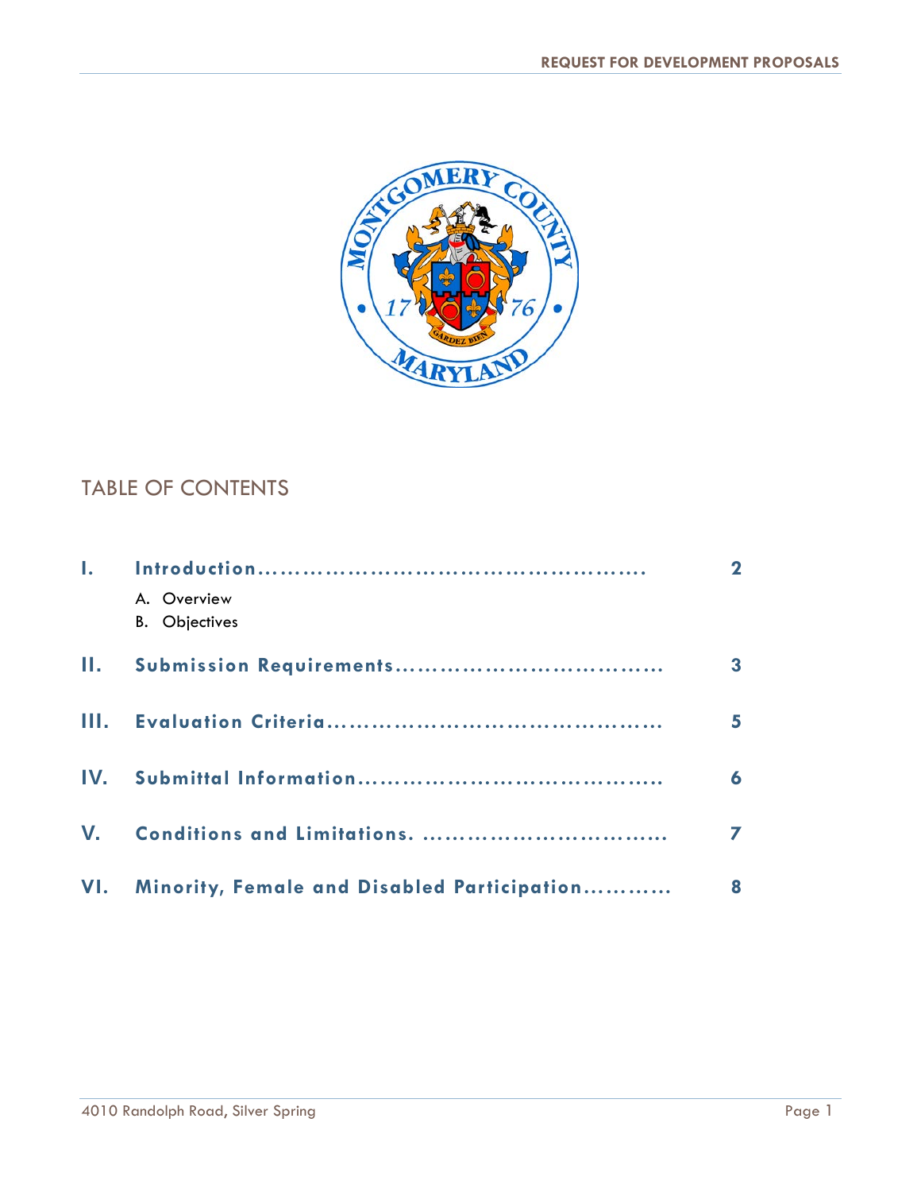## TABLE OF CONTENTS

| | | |
|---|---|---|
| **I.** | **Introduction.................................................** | **2** |
| | A. Overview | |
| | B. Objectives | |
| **II.** | **Submission Requirements................................** | **3** |
| **III.** | **Evaluation Criteria........................................** | **5** |
| **IV.** | **Submittal Information....................................** | **6** |
| **V.** | **Conditions and Limitations. ...............................** | **7** |
| **VI.** | **Minority, Female and Disabled Participation...........** | **8** |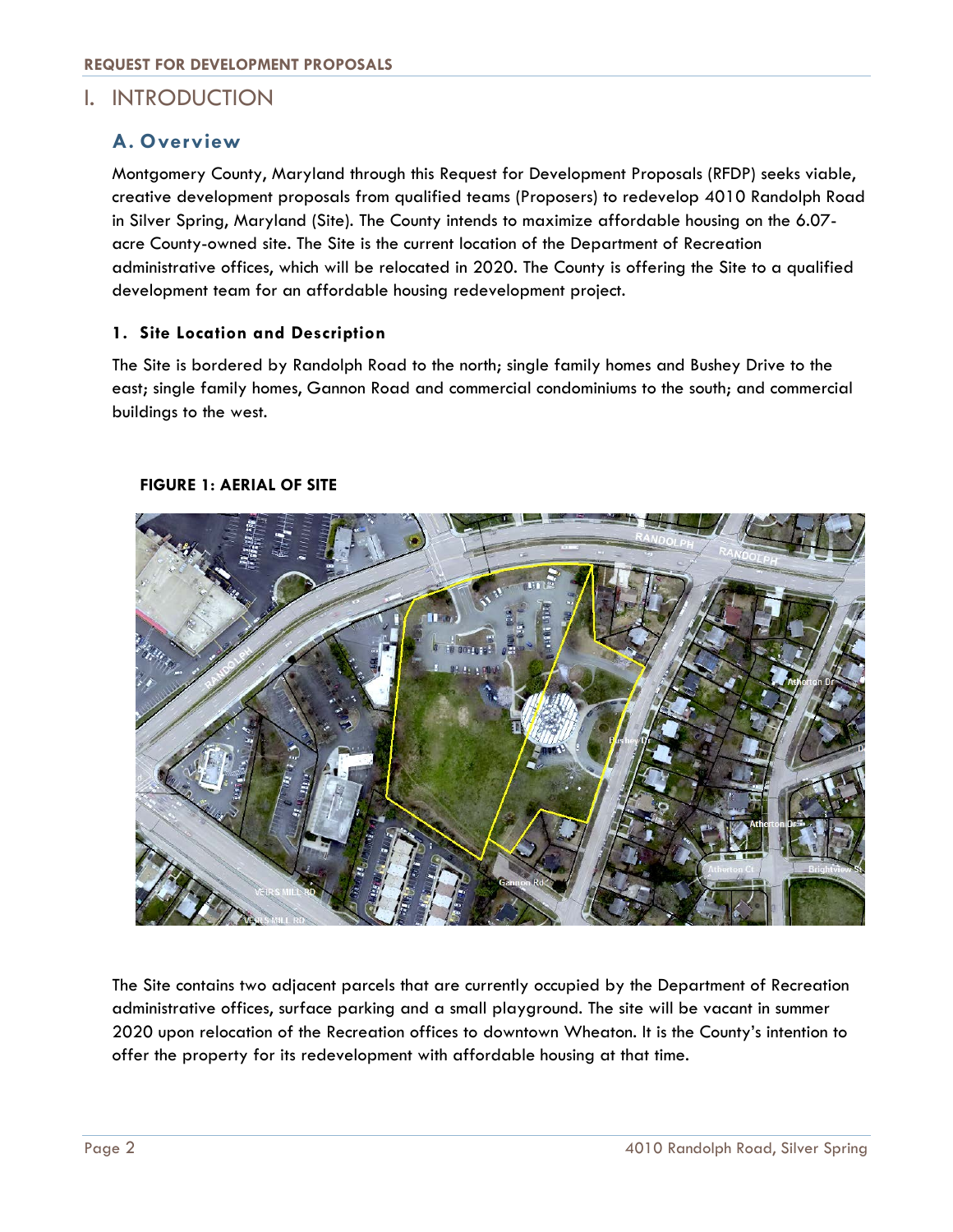# I. INTRODUCTION

## A. Overview

Montgomery County, Maryland through this Request for Development Proposals (RFDP) seeks viable, creative development proposals from qualified teams (Proposers) to redevelop 4010 Randolph Road in Silver Spring, Maryland (Site). The County intends to maximize affordable housing on the 6.07-acre County-owned site. The Site is the current location of the Department of Recreation administrative offices, which will be relocated in 2020. The County is offering the Site to a qualified development team for an affordable housing redevelopment project.

### 1. Site Location and Description

The Site is bordered by Randolph Road to the north; single family homes and Bushey Drive to the east; single family homes, Gannon Road and commercial condominiums to the south; and commercial buildings to the west.

**FIGURE 1: AERIAL OF SITE**

The Site contains two adjacent parcels that are currently occupied by the Department of Recreation administrative offices, surface parking and a small playground. The site will be vacant in summer 2020 upon relocation of the Recreation offices to downtown Wheaton. It is the County's intention to offer the property for its redevelopment with affordable housing at that time.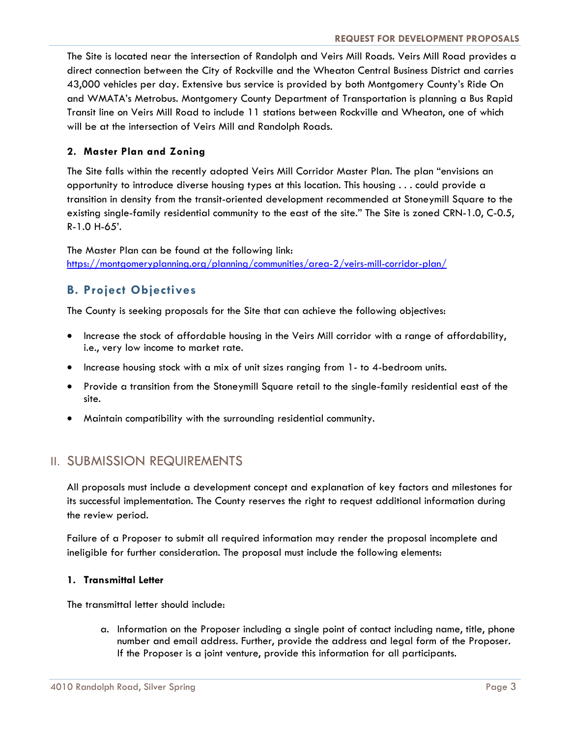The Site is located near the intersection of Randolph and Veirs Mill Roads. Veirs Mill Road provides a direct connection between the City of Rockville and the Wheaton Central Business District and carries 43,000 vehicles per day. Extensive bus service is provided by both Montgomery County's Ride On and WMATA's Metrobus. Montgomery County Department of Transportation is planning a Bus Rapid Transit line on Veirs Mill Road to include 11 stations between Rockville and Wheaton, one of which will be at the intersection of Veirs Mill and Randolph Roads.

**2. Master Plan and Zoning**

The Site falls within the recently adopted Veirs Mill Corridor Master Plan. The plan "envisions an opportunity to introduce diverse housing types at this location. This housing . . . could provide a transition in density from the transit-oriented development recommended at Stoneymill Square to the existing single-family residential community to the east of the site." The Site is zoned CRN-1.0, C-0.5, R-1.0 H-65'.

The Master Plan can be found at the following link:
[https://montgomeryplanning.org/planning/communities/area-2/veirs-mill-corridor-plan/](https://montgomeryplanning.org/planning/communities/area-2/veirs-mill-corridor-plan/)

## B. Project Objectives

The County is seeking proposals for the Site that can achieve the following objectives:

- Increase the stock of affordable housing in the Veirs Mill corridor with a range of affordability, i.e., very low income to market rate.
- Increase housing stock with a mix of unit sizes ranging from 1- to 4-bedroom units.
- Provide a transition from the Stoneymill Square retail to the single-family residential east of the site.
- Maintain compatibility with the surrounding residential community.

# II. SUBMISSION REQUIREMENTS

All proposals must include a development concept and explanation of key factors and milestones for its successful implementation. The County reserves the right to request additional information during the review period.

Failure of a Proposer to submit all required information may render the proposal incomplete and ineligible for further consideration. The proposal must include the following elements:

**1. Transmittal Letter**

The transmittal letter should include:

a. Information on the Proposer including a single point of contact including name, title, phone number and email address. Further, provide the address and legal form of the Proposer. If the Proposer is a joint venture, provide this information for all participants.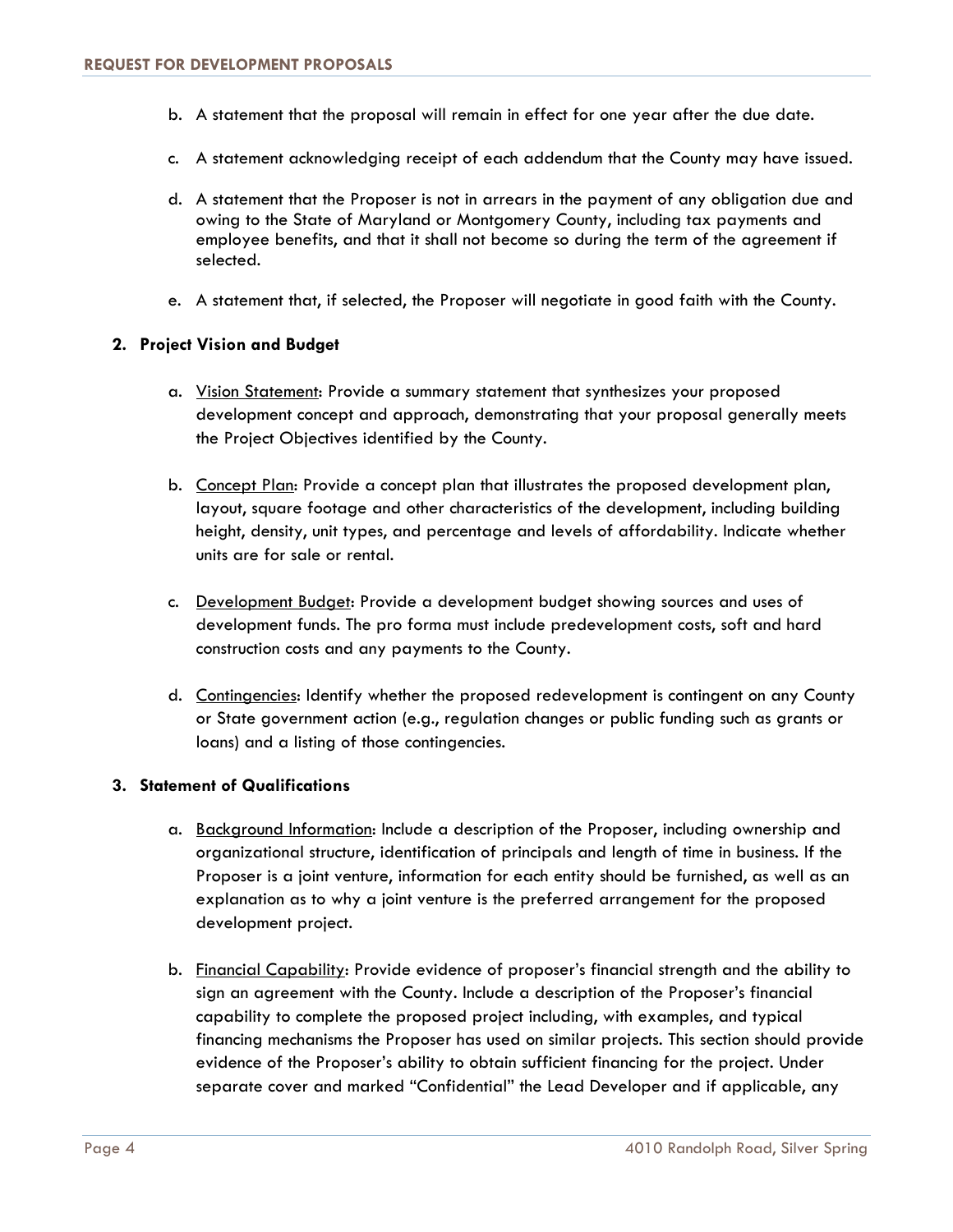b. A statement that the proposal will remain in effect for one year after the due date.

c. A statement acknowledging receipt of each addendum that the County may have issued.

d. A statement that the Proposer is not in arrears in the payment of any obligation due and owing to the State of Maryland or Montgomery County, including tax payments and employee benefits, and that it shall not become so during the term of the agreement if selected.

e. A statement that, if selected, the Proposer will negotiate in good faith with the County.

**2. Project Vision and Budget**

a. Vision Statement: Provide a summary statement that synthesizes your proposed development concept and approach, demonstrating that your proposal generally meets the Project Objectives identified by the County.

b. Concept Plan: Provide a concept plan that illustrates the proposed development plan, layout, square footage and other characteristics of the development, including building height, density, unit types, and percentage and levels of affordability. Indicate whether units are for sale or rental.

c. Development Budget: Provide a development budget showing sources and uses of development funds. The pro forma must include predevelopment costs, soft and hard construction costs and any payments to the County.

d. Contingencies: Identify whether the proposed redevelopment is contingent on any County or State government action (e.g., regulation changes or public funding such as grants or loans) and a listing of those contingencies.

**3. Statement of Qualifications**

a. Background Information: Include a description of the Proposer, including ownership and organizational structure, identification of principals and length of time in business. If the Proposer is a joint venture, information for each entity should be furnished, as well as an explanation as to why a joint venture is the preferred arrangement for the proposed development project.

b. Financial Capability: Provide evidence of proposer's financial strength and the ability to sign an agreement with the County. Include a description of the Proposer's financial capability to complete the proposed project including, with examples, and typical financing mechanisms the Proposer has used on similar projects. This section should provide evidence of the Proposer's ability to obtain sufficient financing for the project. Under separate cover and marked "Confidential" the Lead Developer and if applicable, any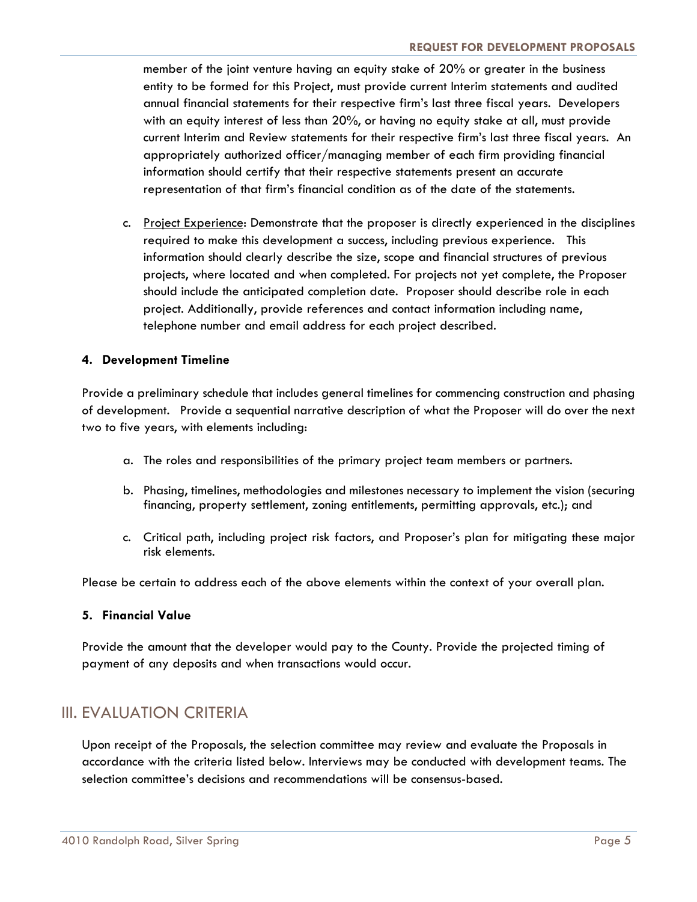member of the joint venture having an equity stake of 20% or greater in the business entity to be formed for this Project, must provide current Interim statements and audited annual financial statements for their respective firm's last three fiscal years. Developers with an equity interest of less than 20%, or having no equity stake at all, must provide current Interim and Review statements for their respective firm's last three fiscal years. An appropriately authorized officer/managing member of each firm providing financial information should certify that their respective statements present an accurate representation of that firm's financial condition as of the date of the statements.

c. Project Experience: Demonstrate that the proposer is directly experienced in the disciplines required to make this development a success, including previous experience. This information should clearly describe the size, scope and financial structures of previous projects, where located and when completed. For projects not yet complete, the Proposer should include the anticipated completion date. Proposer should describe role in each project. Additionally, provide references and contact information including name, telephone number and email address for each project described.

**4. Development Timeline**

Provide a preliminary schedule that includes general timelines for commencing construction and phasing of development. Provide a sequential narrative description of what the Proposer will do over the next two to five years, with elements including:

a. The roles and responsibilities of the primary project team members or partners.

b. Phasing, timelines, methodologies and milestones necessary to implement the vision (securing financing, property settlement, zoning entitlements, permitting approvals, etc.); and

c. Critical path, including project risk factors, and Proposer's plan for mitigating these major risk elements.

Please be certain to address each of the above elements within the context of your overall plan.

**5. Financial Value**

Provide the amount that the developer would pay to the County. Provide the projected timing of payment of any deposits and when transactions would occur.

## III. EVALUATION CRITERIA

Upon receipt of the Proposals, the selection committee may review and evaluate the Proposals in accordance with the criteria listed below. Interviews may be conducted with development teams. The selection committee's decisions and recommendations will be consensus-based.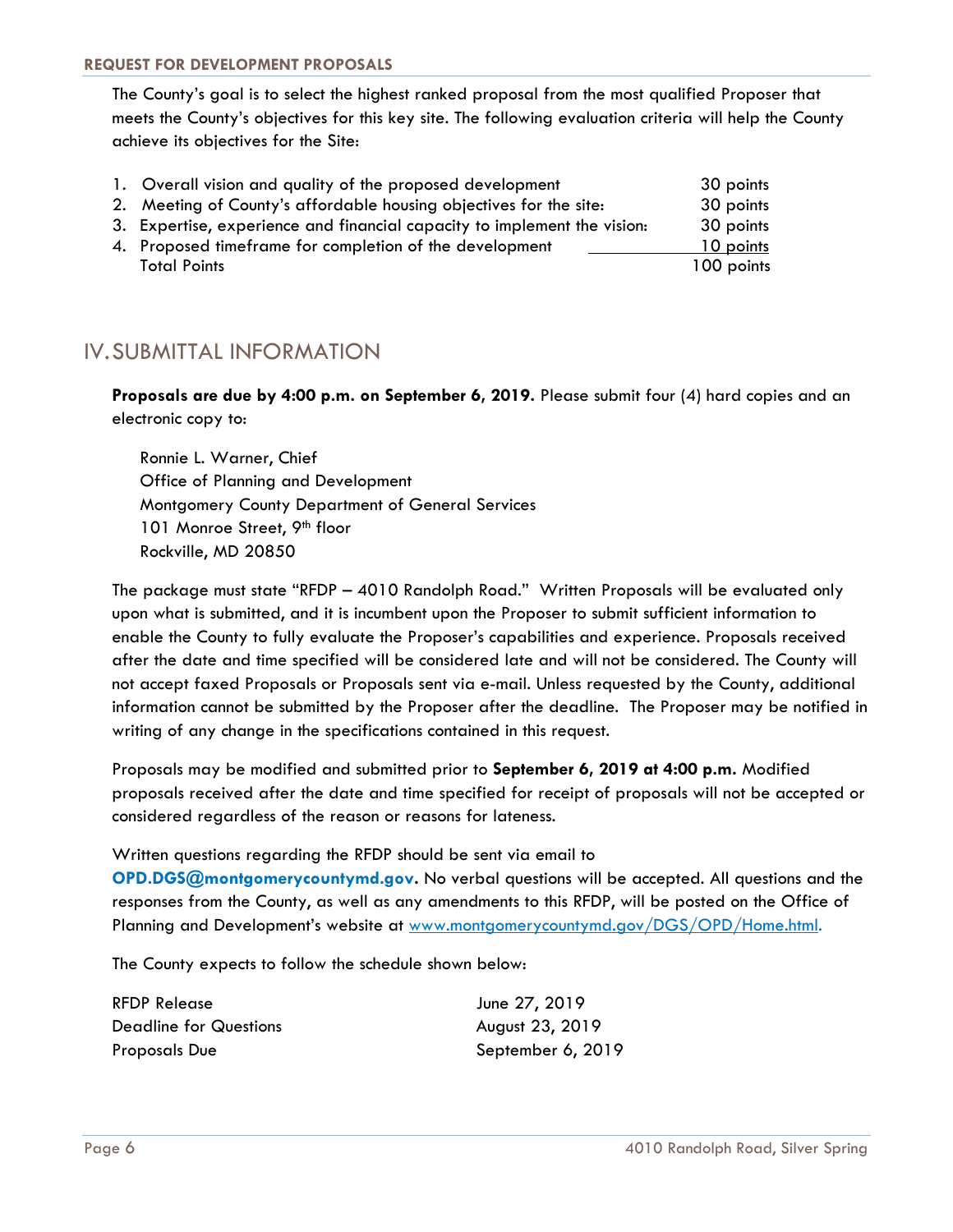The County's goal is to select the highest ranked proposal from the most qualified Proposer that meets the County's objectives for this key site. The following evaluation criteria will help the County achieve its objectives for the Site:

| | Criteria | Points |
|---|---|---|
| 1. | Overall vision and quality of the proposed development | 30 points |
| 2. | Meeting of County's affordable housing objectives for the site: | 30 points |
| 3. | Expertise, experience and financial capacity to implement the vision: | 30 points |
| 4. | Proposed timeframe for completion of the development | 10 points |
| | Total Points | 100 points |

# IV. SUBMITTAL INFORMATION

**Proposals are due by 4:00 p.m. on September 6, 2019.** Please submit four (4) hard copies and an electronic copy to:

Ronnie L. Warner, Chief
Office of Planning and Development
Montgomery County Department of General Services
101 Monroe Street, 9th floor
Rockville, MD 20850

The package must state "RFDP – 4010 Randolph Road." Written Proposals will be evaluated only upon what is submitted, and it is incumbent upon the Proposer to submit sufficient information to enable the County to fully evaluate the Proposer's capabilities and experience. Proposals received after the date and time specified will be considered late and will not be considered. The County will not accept faxed Proposals or Proposals sent via e-mail. Unless requested by the County, additional information cannot be submitted by the Proposer after the deadline. The Proposer may be notified in writing of any change in the specifications contained in this request.

Proposals may be modified and submitted prior to **September 6, 2019 at 4:00 p.m.** Modified proposals received after the date and time specified for receipt of proposals will not be accepted or considered regardless of the reason or reasons for lateness.

Written questions regarding the RFDP should be sent via email to **OPD.DGS@montgomerycountymd.gov.** No verbal questions will be accepted. All questions and the responses from the County, as well as any amendments to this RFDP, will be posted on the Office of Planning and Development's website at www.montgomerycountymd.gov/DGS/OPD/Home.html.

The County expects to follow the schedule shown below:

| Event | Date |
|---|---|
| RFDP Release | June 27, 2019 |
| Deadline for Questions | August 23, 2019 |
| Proposals Due | September 6, 2019 |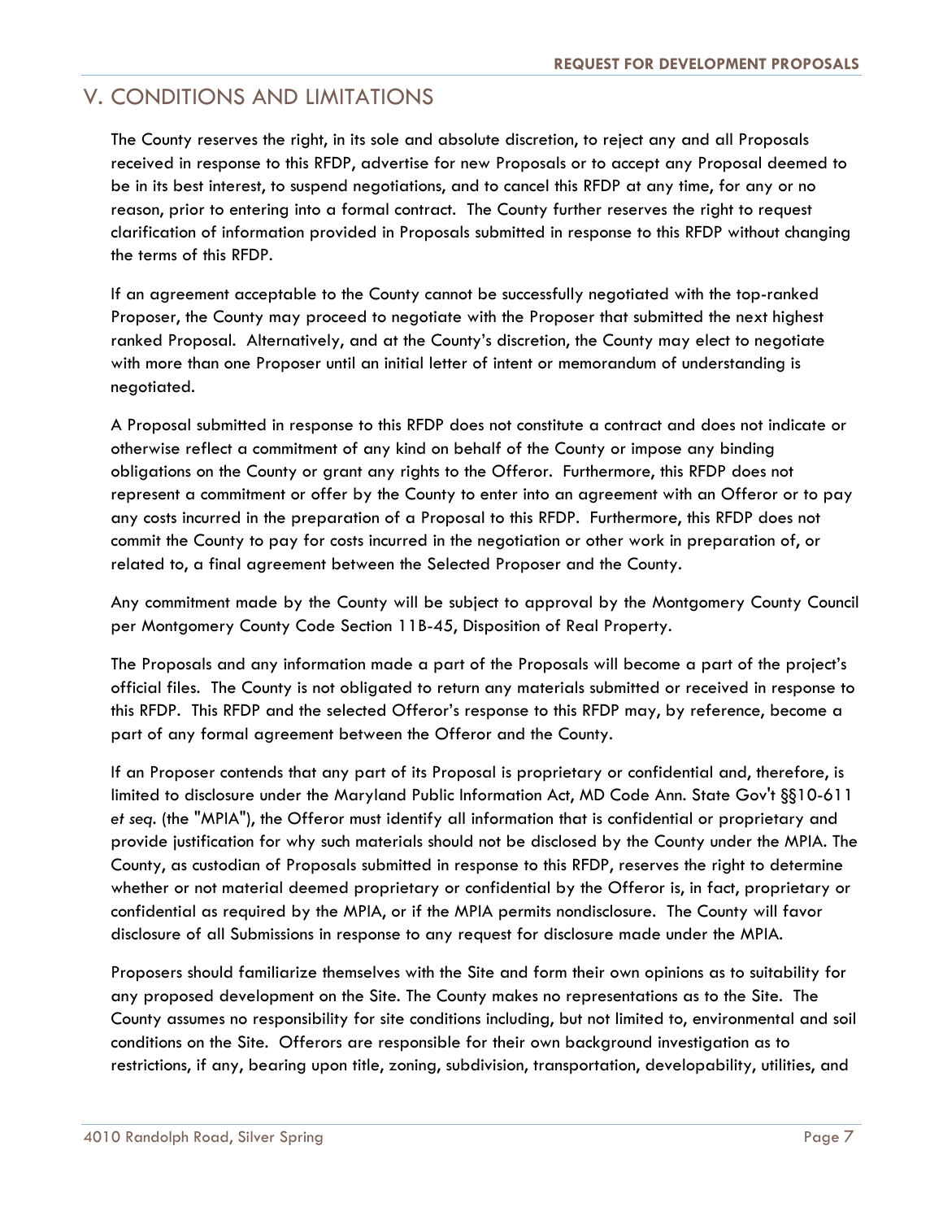## V. CONDITIONS AND LIMITATIONS

The County reserves the right, in its sole and absolute discretion, to reject any and all Proposals received in response to this RFDP, advertise for new Proposals or to accept any Proposal deemed to be in its best interest, to suspend negotiations, and to cancel this RFDP at any time, for any or no reason, prior to entering into a formal contract. The County further reserves the right to request clarification of information provided in Proposals submitted in response to this RFDP without changing the terms of this RFDP.

If an agreement acceptable to the County cannot be successfully negotiated with the top-ranked Proposer, the County may proceed to negotiate with the Proposer that submitted the next highest ranked Proposal. Alternatively, and at the County's discretion, the County may elect to negotiate with more than one Proposer until an initial letter of intent or memorandum of understanding is negotiated.

A Proposal submitted in response to this RFDP does not constitute a contract and does not indicate or otherwise reflect a commitment of any kind on behalf of the County or impose any binding obligations on the County or grant any rights to the Offeror. Furthermore, this RFDP does not represent a commitment or offer by the County to enter into an agreement with an Offeror or to pay any costs incurred in the preparation of a Proposal to this RFDP. Furthermore, this RFDP does not commit the County to pay for costs incurred in the negotiation or other work in preparation of, or related to, a final agreement between the Selected Proposer and the County.

Any commitment made by the County will be subject to approval by the Montgomery County Council per Montgomery County Code Section 11B-45, Disposition of Real Property.

The Proposals and any information made a part of the Proposals will become a part of the project's official files. The County is not obligated to return any materials submitted or received in response to this RFDP. This RFDP and the selected Offeror's response to this RFDP may, by reference, become a part of any formal agreement between the Offeror and the County.

If an Proposer contends that any part of its Proposal is proprietary or confidential and, therefore, is limited to disclosure under the Maryland Public Information Act, MD Code Ann. State Gov't §§10-611 *et seq.* (the "MPIA"), the Offeror must identify all information that is confidential or proprietary and provide justification for why such materials should not be disclosed by the County under the MPIA. The County, as custodian of Proposals submitted in response to this RFDP, reserves the right to determine whether or not material deemed proprietary or confidential by the Offeror is, in fact, proprietary or confidential as required by the MPIA, or if the MPIA permits nondisclosure. The County will favor disclosure of all Submissions in response to any request for disclosure made under the MPIA.

Proposers should familiarize themselves with the Site and form their own opinions as to suitability for any proposed development on the Site. The County makes no representations as to the Site. The County assumes no responsibility for site conditions including, but not limited to, environmental and soil conditions on the Site. Offerors are responsible for their own background investigation as to restrictions, if any, bearing upon title, zoning, subdivision, transportation, developability, utilities, and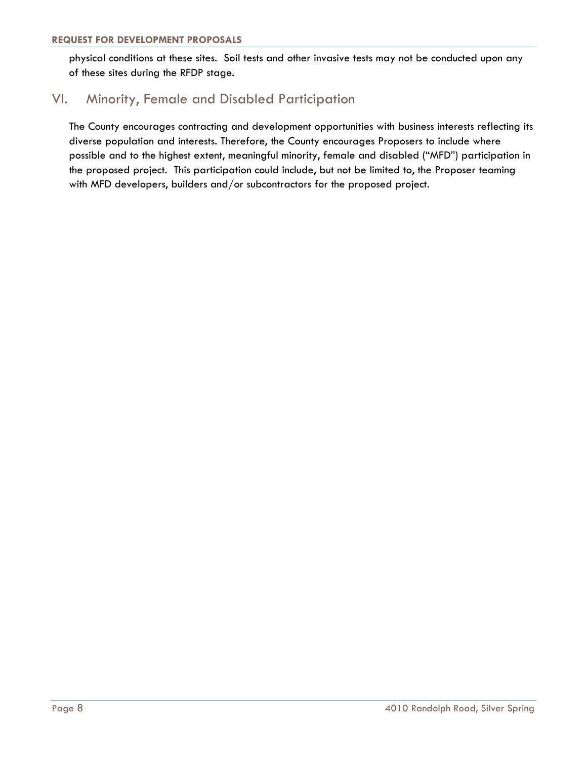physical conditions at these sites. Soil tests and other invasive tests may not be conducted upon any of these sites during the RFDP stage.

## VI. Minority, Female and Disabled Participation

The County encourages contracting and development opportunities with business interests reflecting its diverse population and interests. Therefore, the County encourages Proposers to include where possible and to the highest extent, meaningful minority, female and disabled ("MFD") participation in the proposed project. This participation could include, but not be limited to, the Proposer teaming with MFD developers, builders and/or subcontractors for the proposed project.